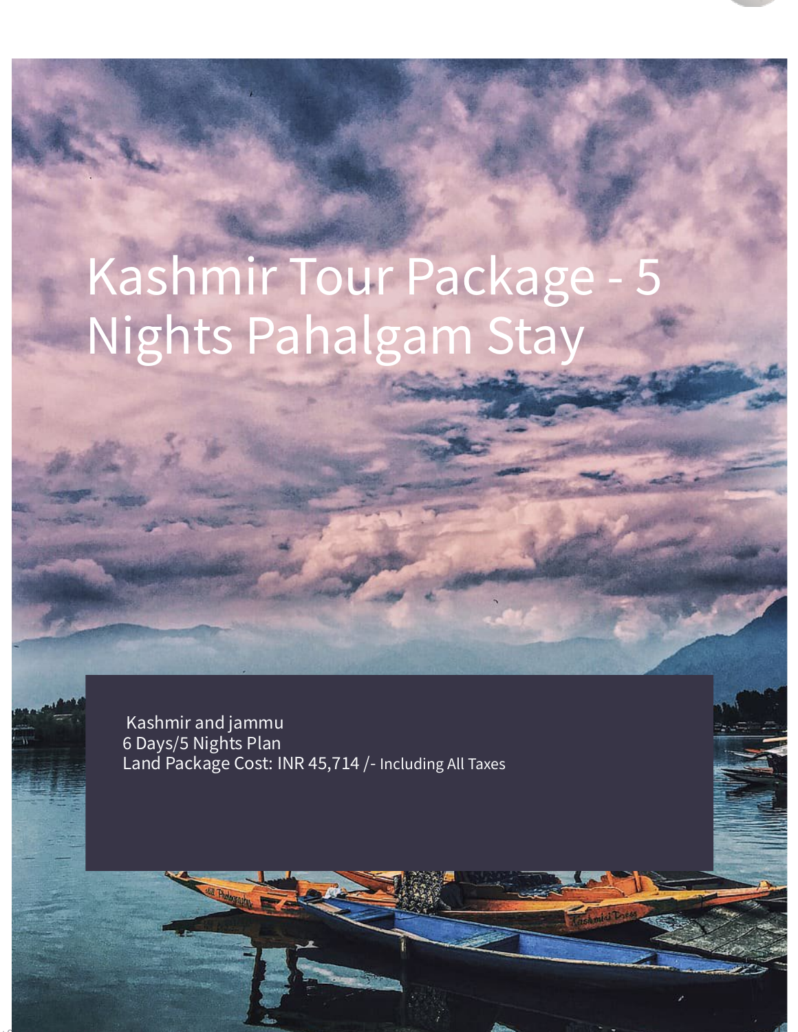# Kashmir Tour Package - 5 Nights Pahalgam Stay

Kashmir and jammu
6 Days/5 Nights Plan
Land Package Cost: INR 45,714 /- Including All Taxes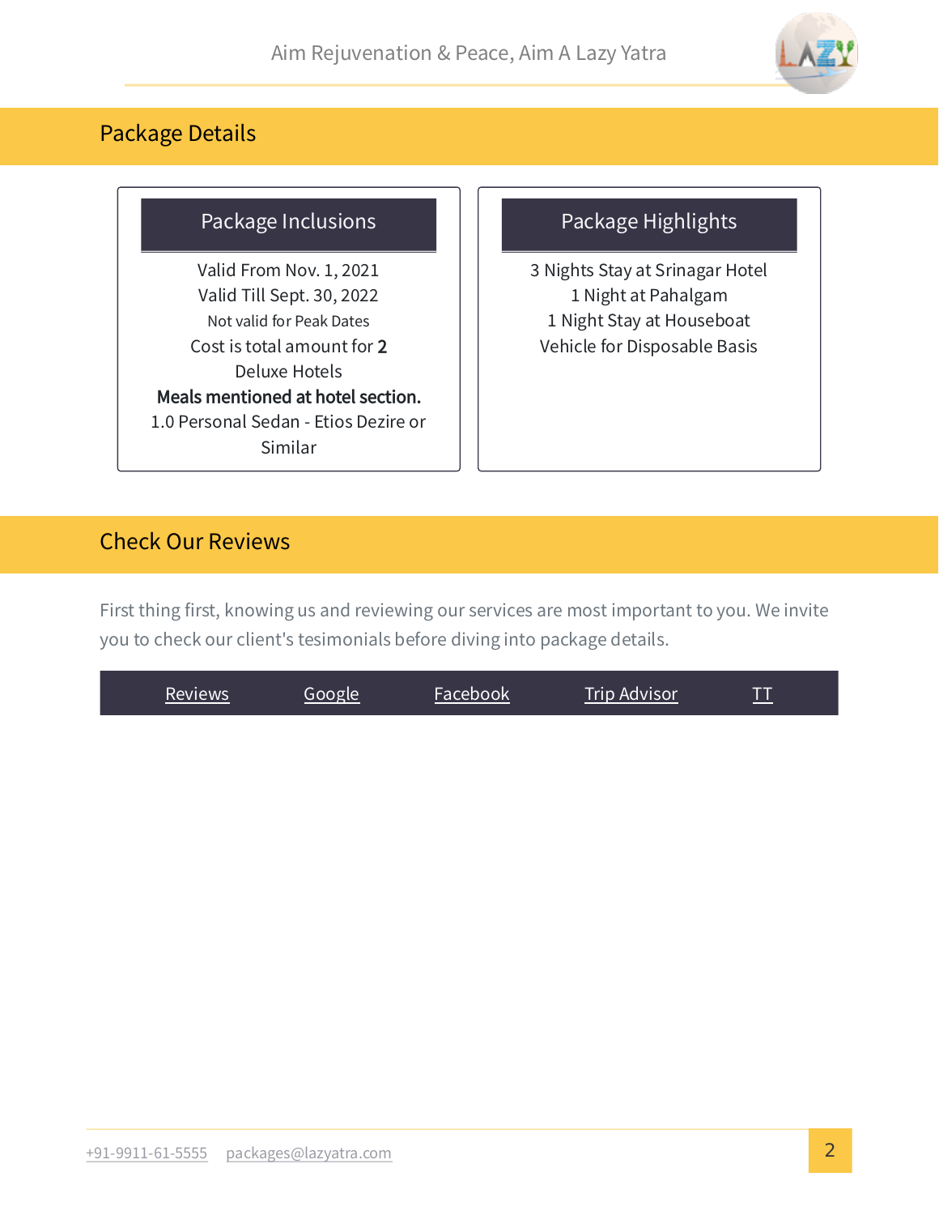## Package Details

### Package Inclusions

Valid From Nov. 1, 2021

Valid Till Sept. 30, 2022

Not valid for Peak Dates

Cost is total amount for **2**

Deluxe Hotels

**Meals mentioned at hotel section.**

1.0 Personal Sedan - Etios Dezire or Similar

### Package Highlights

3 Nights Stay at Srinagar Hotel

1 Night at Pahalgam

1 Night Stay at Houseboat

Vehicle for Disposable Basis

## Check Our Reviews

First thing first, knowing us and reviewing our services are most important to you. We invite you to check our client's tesimonials before diving into package details.

Reviews | Google | Facebook | Trip Advisor | TT

+91-9911-61-5555 packages@lazyatra.com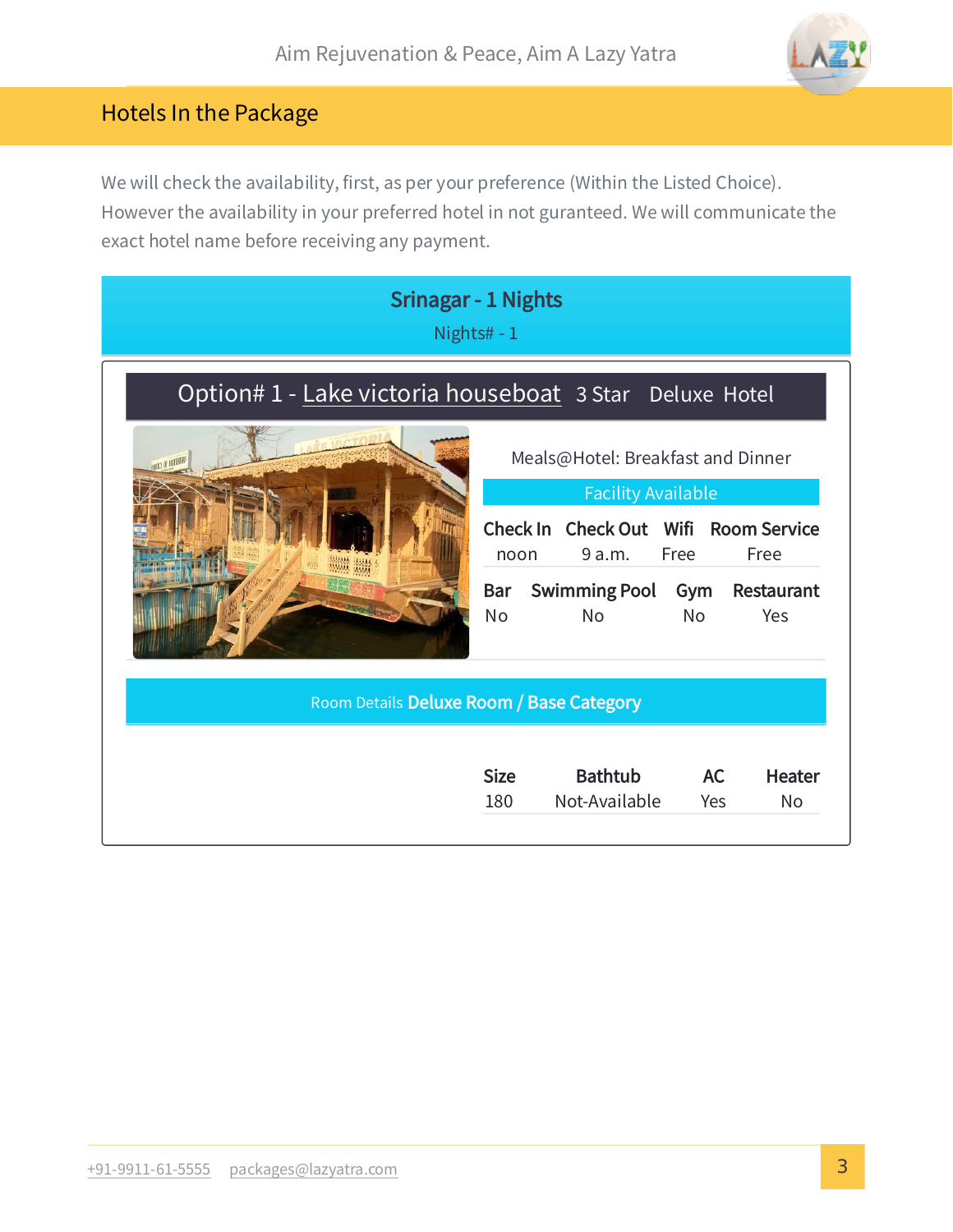## Hotels In the Package

We will check the availability, first, as per your preference (Within the Listed Choice). However the availability in your preferred hotel in not guranteed. We will communicate the exact hotel name before receiving any payment.

### Srinagar - 1 Nights

Nights# - 1

#### Option# 1 - Lake victoria houseboat 3 Star Deluxe Hotel

Meals@Hotel: Breakfast and Dinner

**Facility Available**

| Check In | Check Out | Wifi | Room Service |
|---|---|---|---|
| noon | 9 a.m. | Free | Free |

| Bar | Swimming Pool | Gym | Restaurant |
|---|---|---|---|
| No | No | No | Yes |

Room Details **Deluxe Room / Base Category**

| Size | Bathtub | AC | Heater |
|---|---|---|---|
| 180 | Not-Available | Yes | No |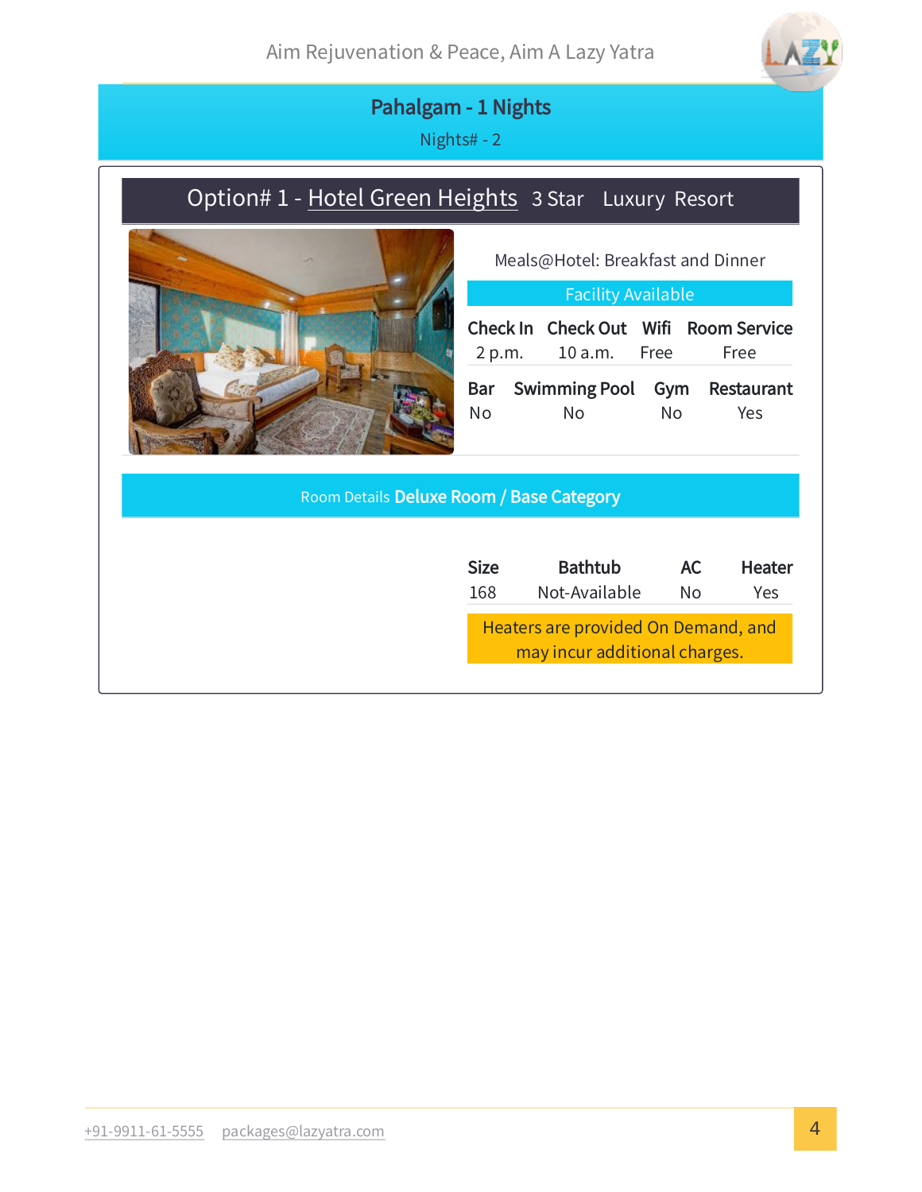## Pahalgam - 1 Nights

Nights# - 2

### Option# 1 - Hotel Green Heights 3 Star Luxury Resort

Meals@Hotel: Breakfast and Dinner

**Facility Available**

| Check In | Check Out | Wifi | Room Service |
|---|---|---|---|
| 2 p.m. | 10 a.m. | Free | Free |

| Bar | Swimming Pool | Gym | Restaurant |
|---|---|---|---|
| No | No | No | Yes |

Room Details **Deluxe Room / Base Category**

| Size | Bathtub | AC | Heater |
|---|---|---|---|
| 168 | Not-Available | No | Yes |

Heaters are provided On Demand, and may incur additional charges.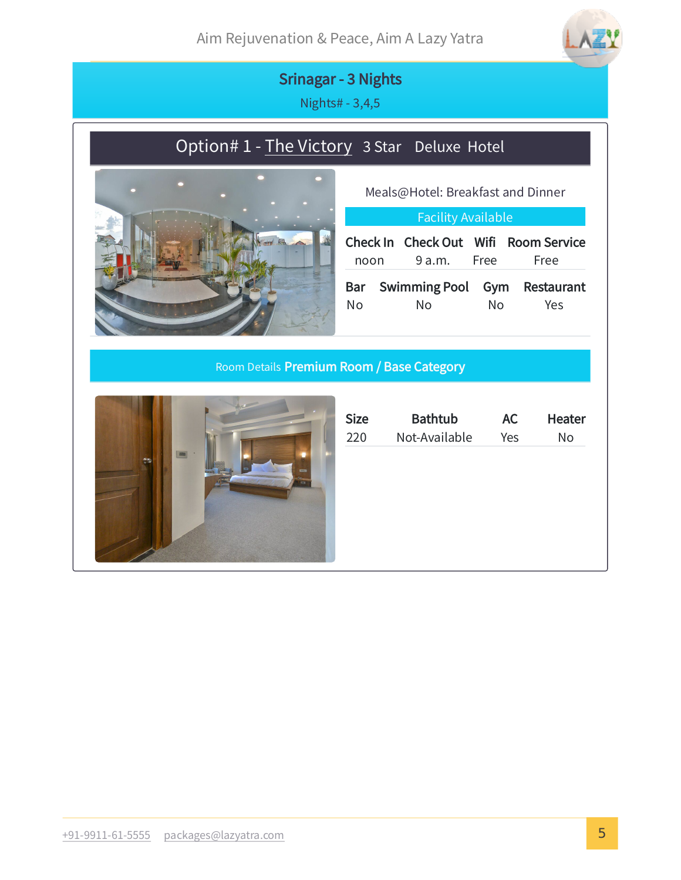## Srinagar - 3 Nights

Nights# - 3,4,5

### Option# 1 - The Victory 3 Star Deluxe Hotel

Meals@Hotel: Breakfast and Dinner

**Facility Available**

| Check In | Check Out | Wifi | Room Service |
|---|---|---|---|
| noon | 9 a.m. | Free | Free |

| Bar | Swimming Pool | Gym | Restaurant |
|---|---|---|---|
| No | No | No | Yes |

Room Details **Premium Room / Base Category**

| Size | Bathtub | AC | Heater |
|---|---|---|---|
| 220 | Not-Available | Yes | No |

+91-9911-61-5555 packages@lazyatra.com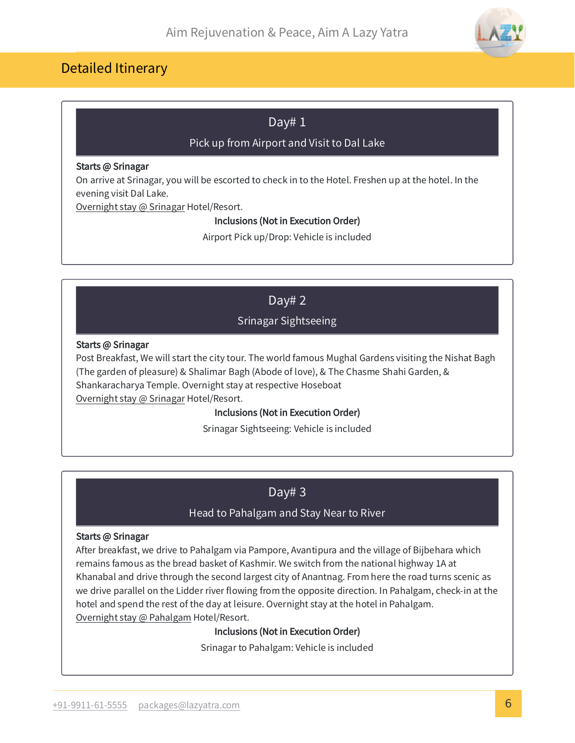## Detailed Itinerary

### Day# 1

Pick up from Airport and Visit to Dal Lake

**Starts @ Srinagar**

On arrive at Srinagar, you will be escorted to check in to the Hotel. Freshen up at the hotel. In the evening visit Dal Lake.

Overnight stay @ Srinagar Hotel/Resort.

**Inclusions (Not in Execution Order)**

Airport Pick up/Drop: Vehicle is included

### Day# 2

Srinagar Sightseeing

**Starts @ Srinagar**

Post Breakfast, We will start the city tour. The world famous Mughal Gardens visiting the Nishat Bagh (The garden of pleasure) & Shalimar Bagh (Abode of love), & The Chasme Shahi Garden, & Shankaracharya Temple. Overnight stay at respective Hoseboat

Overnight stay @ Srinagar Hotel/Resort.

**Inclusions (Not in Execution Order)**

Srinagar Sightseeing: Vehicle is included

### Day# 3

Head to Pahalgam and Stay Near to River

**Starts @ Srinagar**

After breakfast, we drive to Pahalgam via Pampore, Avantipura and the village of Bijbehara which remains famous as the bread basket of Kashmir. We switch from the national highway 1A at Khanabal and drive through the second largest city of Anantnag. From here the road turns scenic as we drive parallel on the Lidder river flowing from the opposite direction. In Pahalgam, check-in at the hotel and spend the rest of the day at leisure. Overnight stay at the hotel in Pahalgam.

Overnight stay @ Pahalgam Hotel/Resort.

**Inclusions (Not in Execution Order)**

Srinagar to Pahalgam: Vehicle is included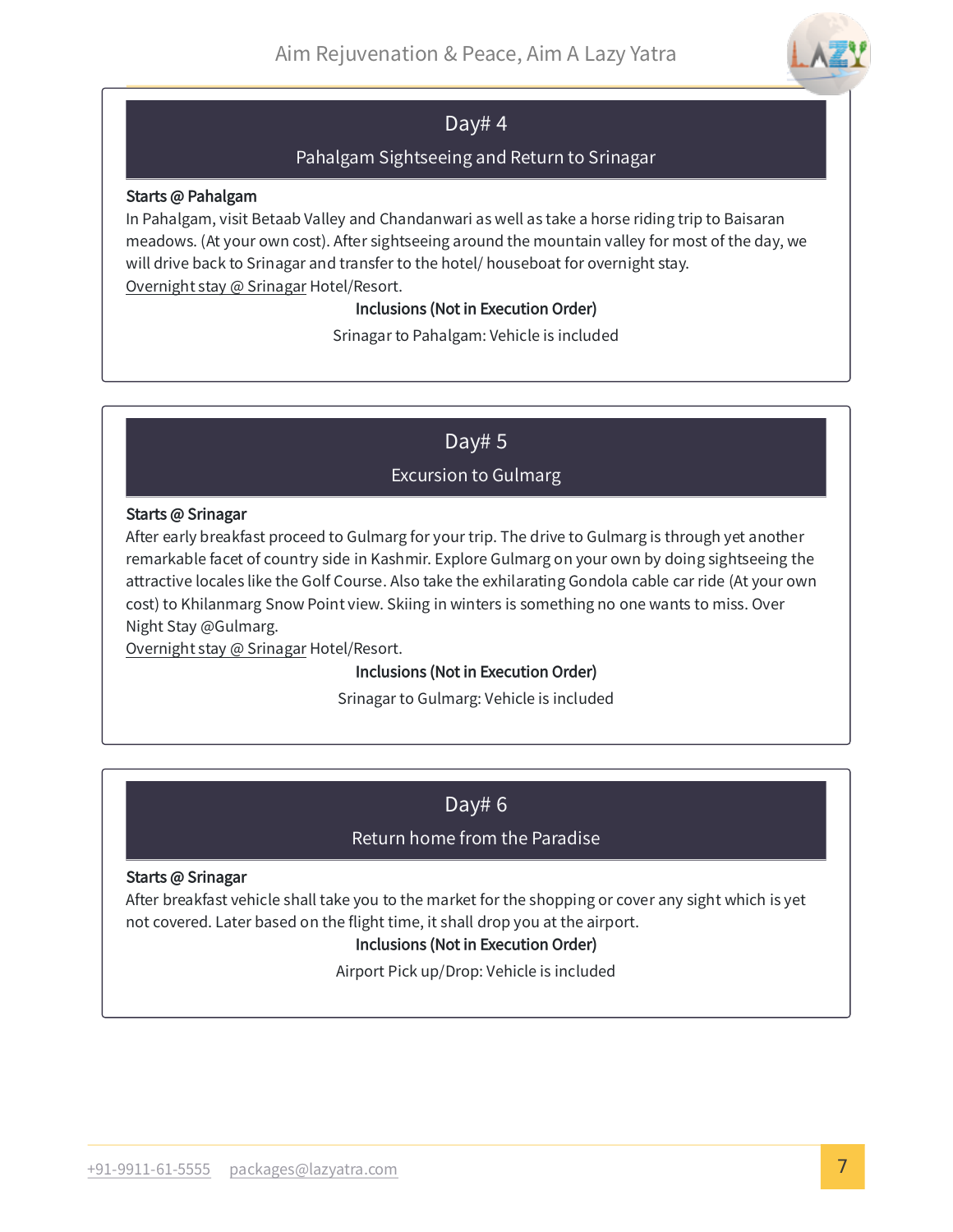## Day# 4

### Pahalgam Sightseeing and Return to Srinagar

**Starts @ Pahalgam**

In Pahalgam, visit Betaab Valley and Chandanwari as well as take a horse riding trip to Baisaran meadows. (At your own cost). After sightseeing around the mountain valley for most of the day, we will drive back to Srinagar and transfer to the hotel/ houseboat for overnight stay.

Overnight stay @ Srinagar Hotel/Resort.

**Inclusions (Not in Execution Order)**

Srinagar to Pahalgam: Vehicle is included

## Day# 5

### Excursion to Gulmarg

**Starts @ Srinagar**

After early breakfast proceed to Gulmarg for your trip. The drive to Gulmarg is through yet another remarkable facet of country side in Kashmir. Explore Gulmarg on your own by doing sightseeing the attractive locales like the Golf Course. Also take the exhilarating Gondola cable car ride (At your own cost) to Khilanmarg Snow Point view. Skiing in winters is something no one wants to miss. Over Night Stay @Gulmarg.

Overnight stay @ Srinagar Hotel/Resort.

**Inclusions (Not in Execution Order)**

Srinagar to Gulmarg: Vehicle is included

## Day# 6

### Return home from the Paradise

**Starts @ Srinagar**

After breakfast vehicle shall take you to the market for the shopping or cover any sight which is yet not covered. Later based on the flight time, it shall drop you at the airport.

**Inclusions (Not in Execution Order)**

Airport Pick up/Drop: Vehicle is included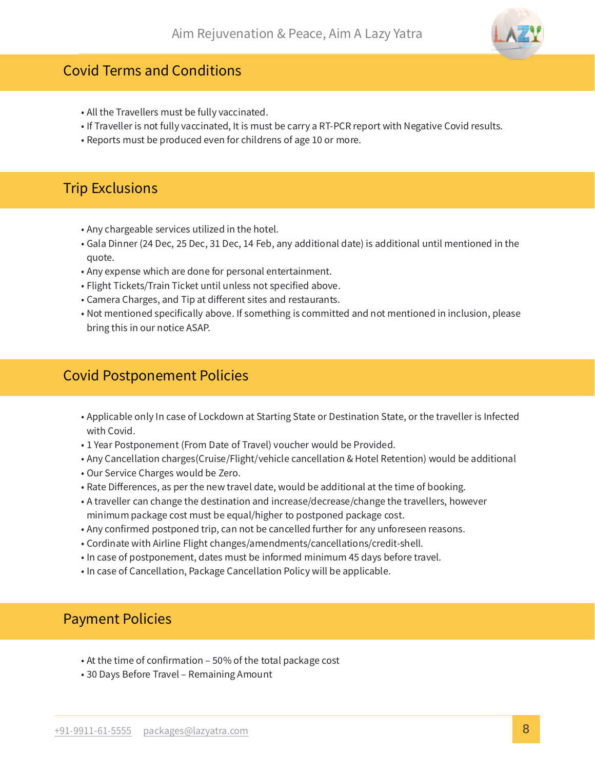## Covid Terms and Conditions

- All the Travellers must be fully vaccinated.
- If Traveller is not fully vaccinated, It is must be carry a RT-PCR report with Negative Covid results.
- Reports must be produced even for childrens of age 10 or more.

## Trip Exclusions

- Any chargeable services utilized in the hotel.
- Gala Dinner (24 Dec, 25 Dec, 31 Dec, 14 Feb, any additional date) is additional until mentioned in the quote.
- Any expense which are done for personal entertainment.
- Flight Tickets/Train Ticket until unless not specified above.
- Camera Charges, and Tip at different sites and restaurants.
- Not mentioned specifically above. If something is committed and not mentioned in inclusion, please bring this in our notice ASAP.

## Covid Postponement Policies

- Applicable only In case of Lockdown at Starting State or Destination State, or the traveller is Infected with Covid.
- 1 Year Postponement (From Date of Travel) voucher would be Provided.
- Any Cancellation charges(Cruise/Flight/vehicle cancellation & Hotel Retention) would be additional
- Our Service Charges would be Zero.
- Rate Differences, as per the new travel date, would be additional at the time of booking.
- A traveller can change the destination and increase/decrease/change the travellers, however minimum package cost must be equal/higher to postponed package cost.
- Any confirmed postponed trip, can not be cancelled further for any unforeseen reasons.
- Cordinate with Airline Flight changes/amendments/cancellations/credit-shell.
- In case of postponement, dates must be informed minimum 45 days before travel.
- In case of Cancellation, Package Cancellation Policy will be applicable.

## Payment Policies

- At the time of confirmation – 50% of the total package cost
- 30 Days Before Travel – Remaining Amount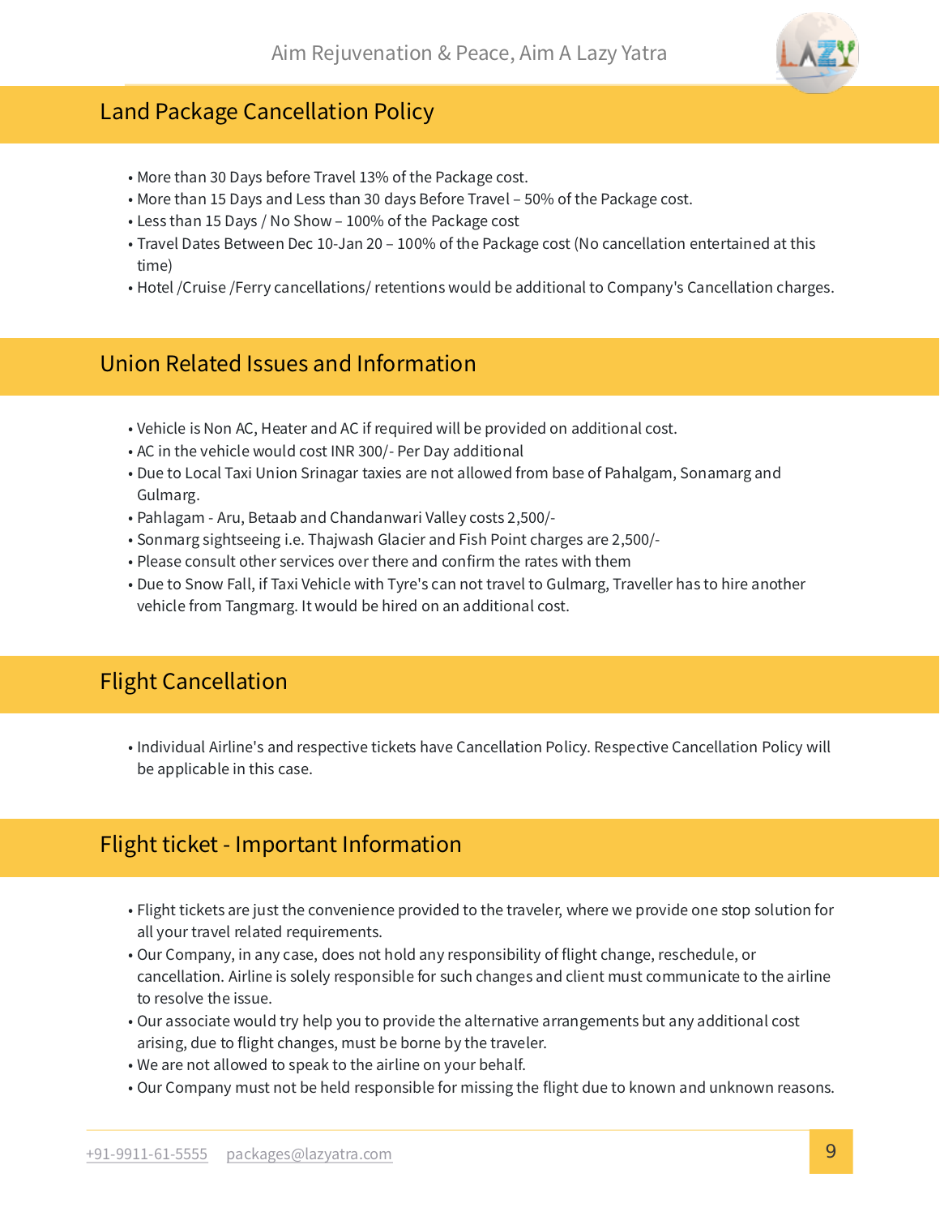## Land Package Cancellation Policy

- More than 30 Days before Travel 13% of the Package cost.
- More than 15 Days and Less than 30 days Before Travel – 50% of the Package cost.
- Less than 15 Days / No Show – 100% of the Package cost
- Travel Dates Between Dec 10-Jan 20 – 100% of the Package cost (No cancellation entertained at this time)
- Hotel /Cruise /Ferry cancellations/ retentions would be additional to Company's Cancellation charges.

## Union Related Issues and Information

- Vehicle is Non AC, Heater and AC if required will be provided on additional cost.
- AC in the vehicle would cost INR 300/- Per Day additional
- Due to Local Taxi Union Srinagar taxies are not allowed from base of Pahalgam, Sonamarg and Gulmarg.
- Pahlagam - Aru, Betaab and Chandanwari Valley costs 2,500/-
- Sonmarg sightseeing i.e. Thajwash Glacier and Fish Point charges are 2,500/-
- Please consult other services over there and confirm the rates with them
- Due to Snow Fall, if Taxi Vehicle with Tyre's can not travel to Gulmarg, Traveller has to hire another vehicle from Tangmarg. It would be hired on an additional cost.

## Flight Cancellation

- Individual Airline's and respective tickets have Cancellation Policy. Respective Cancellation Policy will be applicable in this case.

## Flight ticket - Important Information

- Flight tickets are just the convenience provided to the traveler, where we provide one stop solution for all your travel related requirements.
- Our Company, in any case, does not hold any responsibility of flight change, reschedule, or cancellation. Airline is solely responsible for such changes and client must communicate to the airline to resolve the issue.
- Our associate would try help you to provide the alternative arrangements but any additional cost arising, due to flight changes, must be borne by the traveler.
- We are not allowed to speak to the airline on your behalf.
- Our Company must not be held responsible for missing the flight due to known and unknown reasons.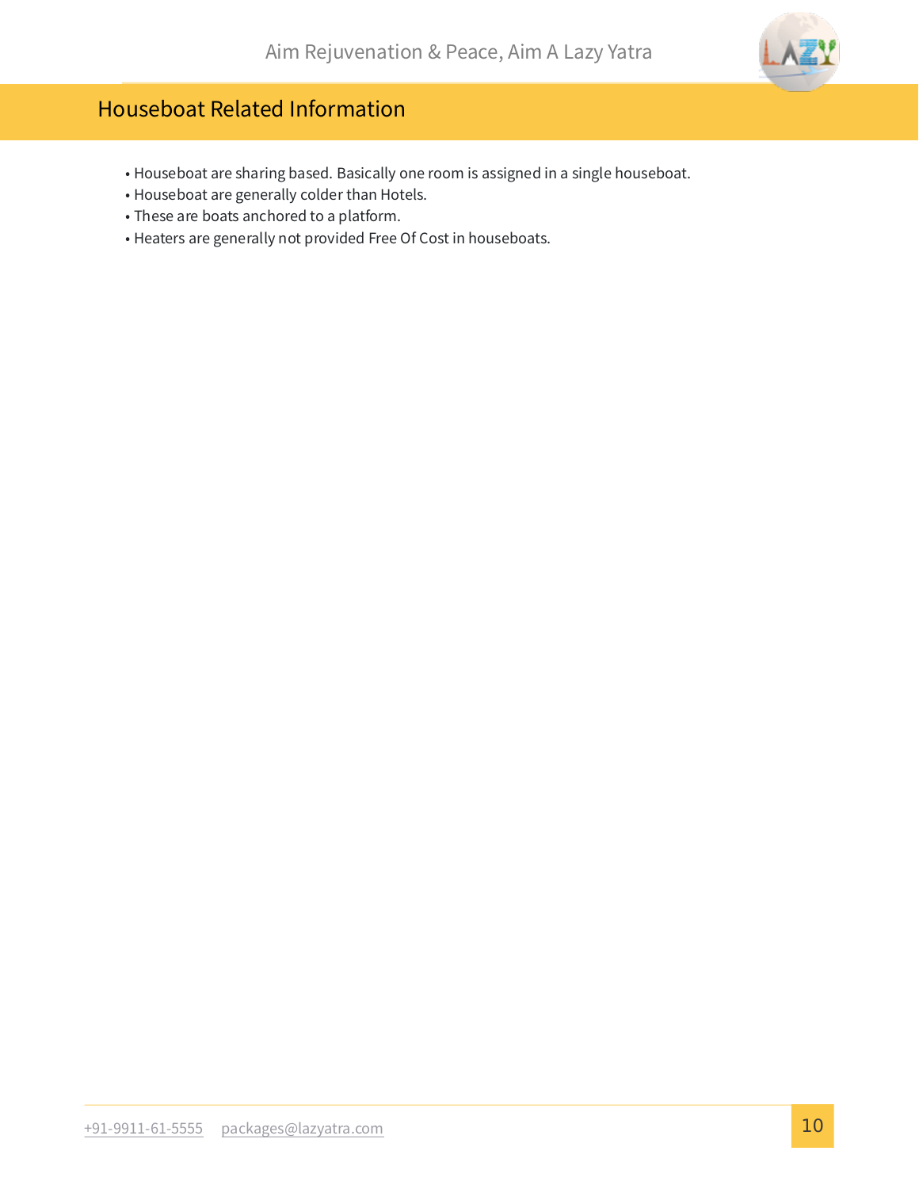## Houseboat Related Information

- Houseboat are sharing based. Basically one room is assigned in a single houseboat.
- Houseboat are generally colder than Hotels.
- These are boats anchored to a platform.
- Heaters are generally not provided Free Of Cost in houseboats.